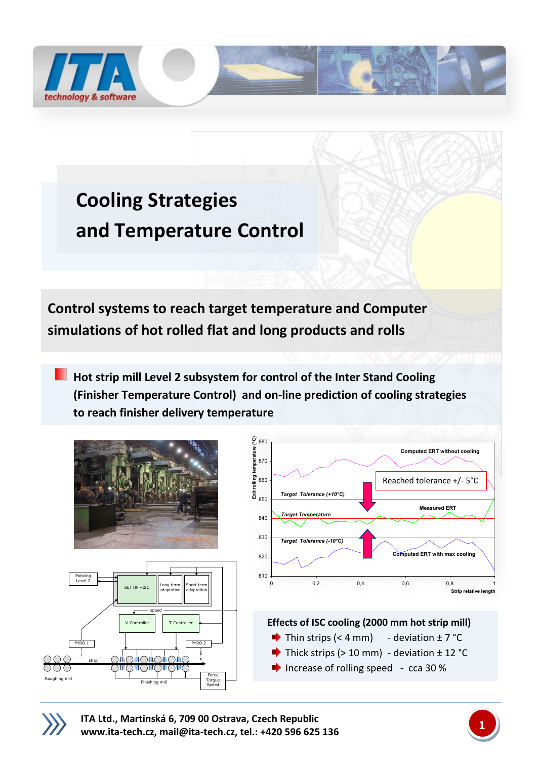# Cooling Strategies and Temperature Control

## Control systems to reach target temperature and Computer simulations of hot rolled flat and long products and rolls

### Hot strip mill Level 2 subsystem for control of the Inter Stand Cooling (Finisher Temperature Control) and on-line prediction of cooling strategies to reach finisher delivery temperature

**Effects of ISC cooling (2000 mm hot strip mill)**

- Thin strips (< 4 mm) - deviation ± 7 °C
- Thick strips (> 10 mm) - deviation ± 12 °C
- Increase of rolling speed - cca 30 %

ITA Ltd., Martinská 6, 709 00 Ostrava, Czech Republic
www.ita-tech.cz, mail@ita-tech.cz, tel.: +420 596 625 136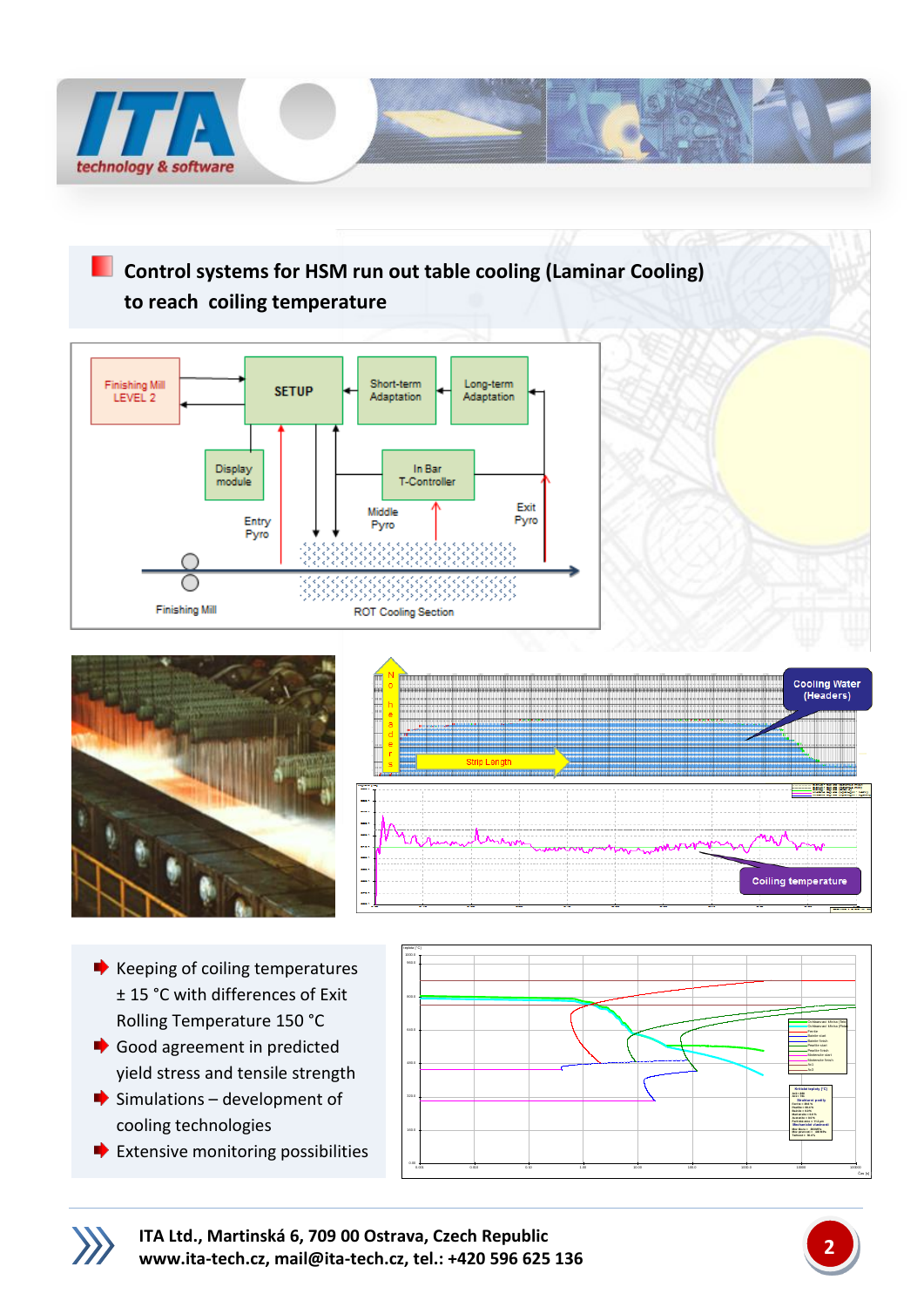## Control systems for HSM run out table cooling (Laminar Cooling) to reach coiling temperature

Finishing Mill LEVEL 2

SETUP

Short-term Adaptation

Long-term Adaptation

Display module

In Bar T-Controller

Entry Pyro

Middle Pyro

Exit Pyro

Finishing Mill

ROT Cooling Section

No headers

Strip Length

Cooling Water (Headers)

Coiling temperature

- Keeping of coiling temperatures ± 15 °C with differences of Exit Rolling Temperature 150 °C
- Good agreement in predicted yield stress and tensile strength
- Simulations – development of cooling technologies
- Extensive monitoring possibilities

**ITA Ltd., Martinská 6, 709 00 Ostrava, Czech Republic**
**www.ita-tech.cz, mail@ita-tech.cz, tel.: +420 596 625 136**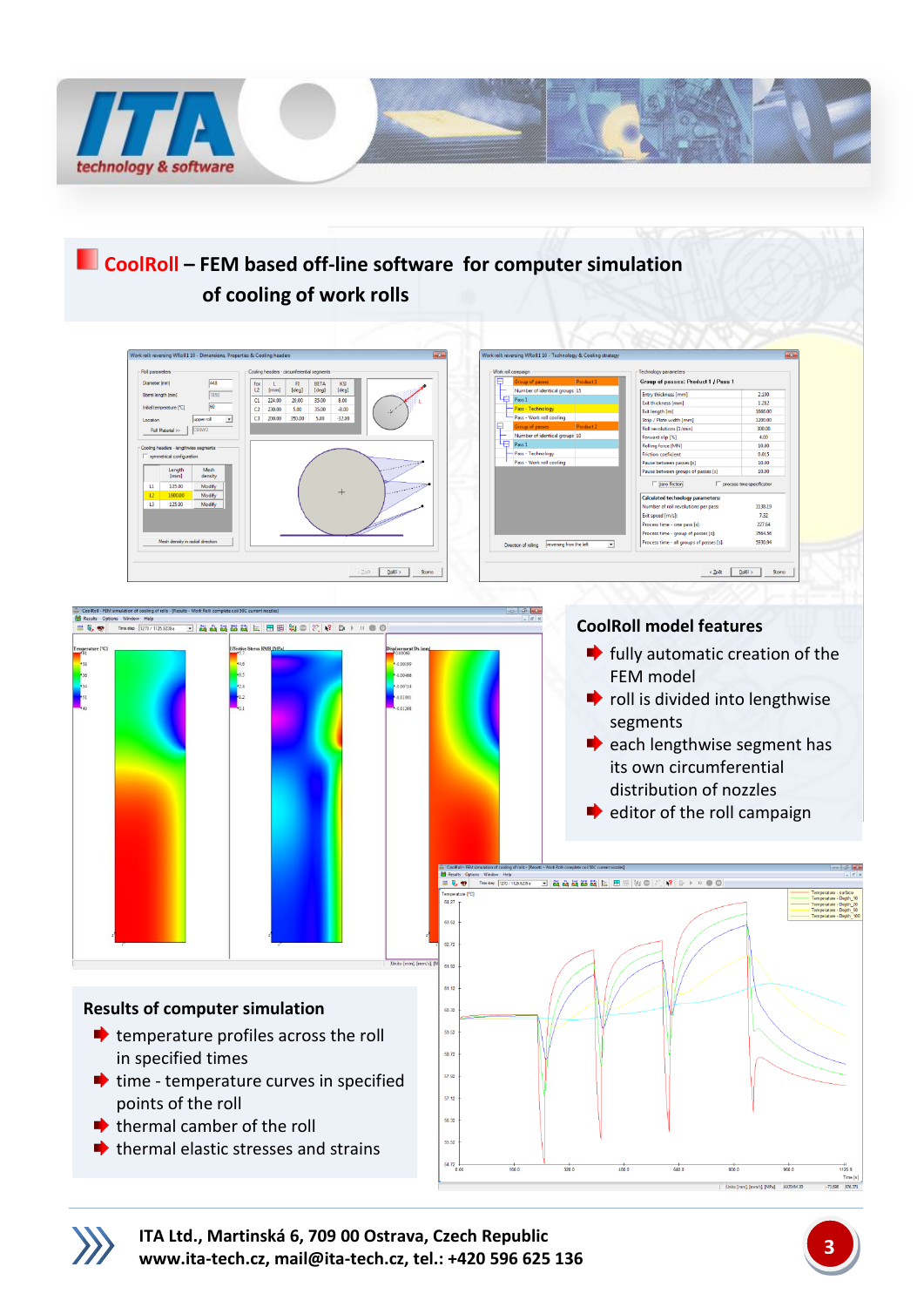## CoolRoll – FEM based off-line software for computer simulation of cooling of work rolls

### CoolRoll model features

- fully automatic creation of the FEM model
- roll is divided into lengthwise segments
- each lengthwise segment has its own circumferential distribution of nozzles
- editor of the roll campaign

### Results of computer simulation

- temperature profiles across the roll in specified times
- time - temperature curves in specified points of the roll
- thermal camber of the roll
- thermal elastic stresses and strains

**ITA Ltd., Martinská 6, 709 00 Ostrava, Czech Republic**
**www.ita-tech.cz, mail@ita-tech.cz, tel.: +420 596 625 136**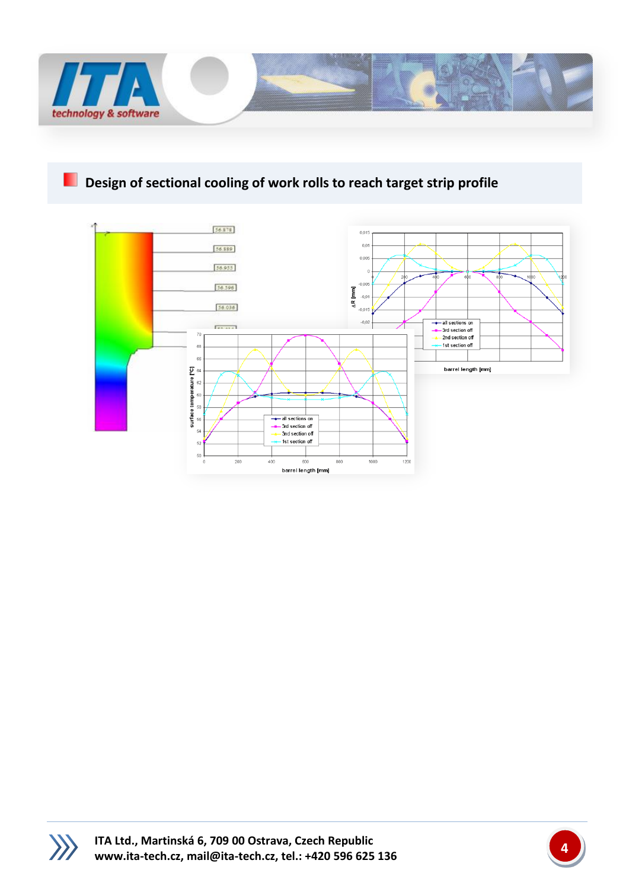## Design of sectional cooling of work rolls to reach target strip profile

56.878
56.889
56.955
56.396
56.036

0,015
0,01
0,005
0
-0,005
-0,01
-0,015
-0,02
ΔR [mm]
200
400
600
800
1000
1200
all sections on
3rd section off
2nd section off
1st section off
barrel length [mm]

70
68
66
64
62
60
58
56
54
52
50
surface temperature [°C]
0
200
400
600
800
1000
1200
all sections on
3rd section off
3nd section off
1st section off
barrel length [mm]